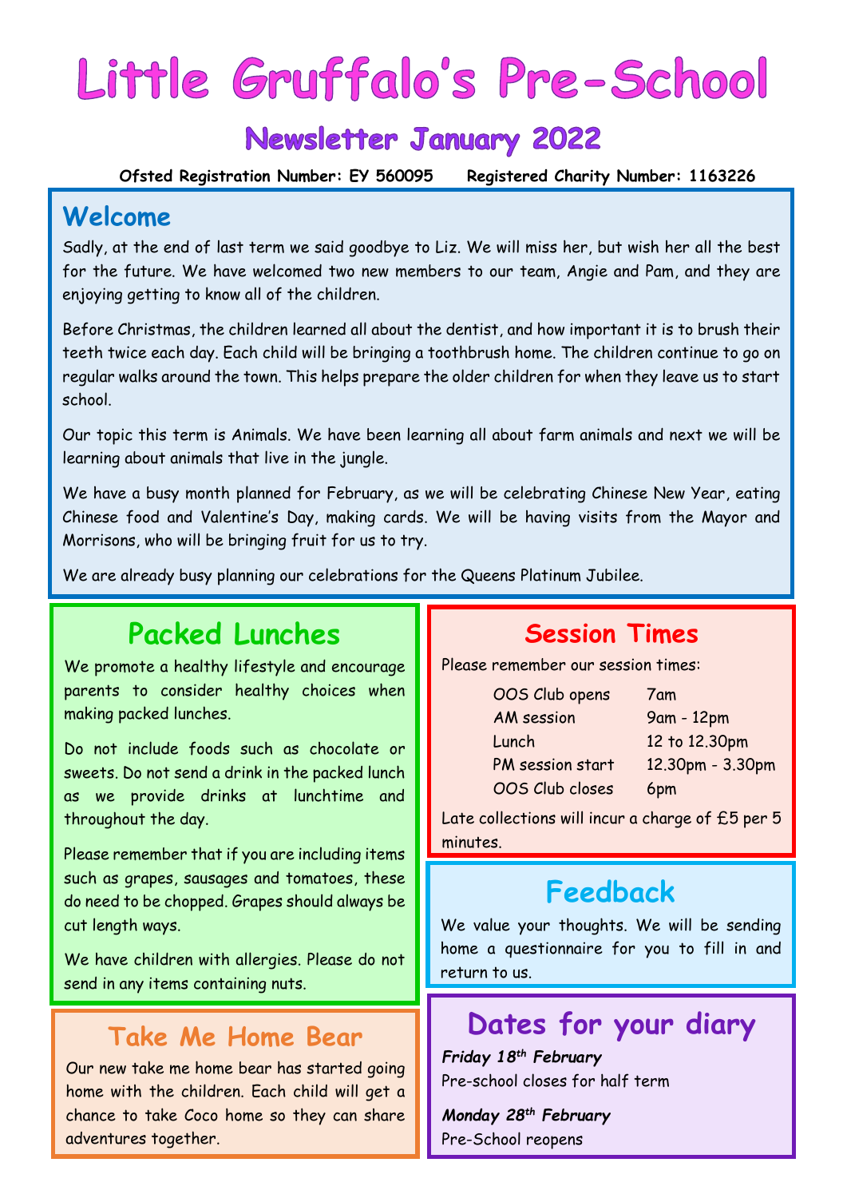# Little Gruffalo's Pre-School

## Newsletter January 2022

**Ofsted Registration Number: EY 560095      Registered Charity Number: 1163226**

## Welcome

Sadly, at the end of last term we said goodbye to Liz. We will miss her, but wish her all the best for the future. We have welcomed two new members to our team, Angie and Pam, and they are enjoying getting to know all of the children.

Before Christmas, the children learned all about the dentist, and how important it is to brush their teeth twice each day. Each child will be bringing a toothbrush home. The children continue to go on regular walks around the town. This helps prepare the older children for when they leave us to start school.

Our topic this term is Animals. We have been learning all about farm animals and next we will be learning about animals that live in the jungle.

We have a busy month planned for February, as we will be celebrating Chinese New Year, eating Chinese food and Valentine's Day, making cards. We will be having visits from the Mayor and Morrisons, who will be bringing fruit for us to try.

We are already busy planning our celebrations for the Queens Platinum Jubilee.

## Packed Lunches

We promote a healthy lifestyle and encourage parents to consider healthy choices when making packed lunches.

Do not include foods such as chocolate or sweets. Do not send a drink in the packed lunch as we provide drinks at lunchtime and throughout the day.

Please remember that if you are including items such as grapes, sausages and tomatoes, these do need to be chopped. Grapes should always be cut length ways.

We have children with allergies. Please do not send in any items containing nuts.

## Take Me Home Bear

Our new take me home bear has started going home with the children. Each child will get a chance to take Coco home so they can share adventures together.

## Session Times

Please remember our session times:

| | |
|---|---|
| OOS Club opens | 7am |
| AM session | 9am - 12pm |
| Lunch | 12 to 12.30pm |
| PM session start | 12.30pm - 3.30pm |
| OOS Club closes | 6pm |

Late collections will incur a charge of £5 per 5 minutes.

## Feedback

We value your thoughts. We will be sending home a questionnaire for you to fill in and return to us.

## Dates for your diary

***Friday 18th February***
Pre-school closes for half term

***Monday 28th February***
Pre-School reopens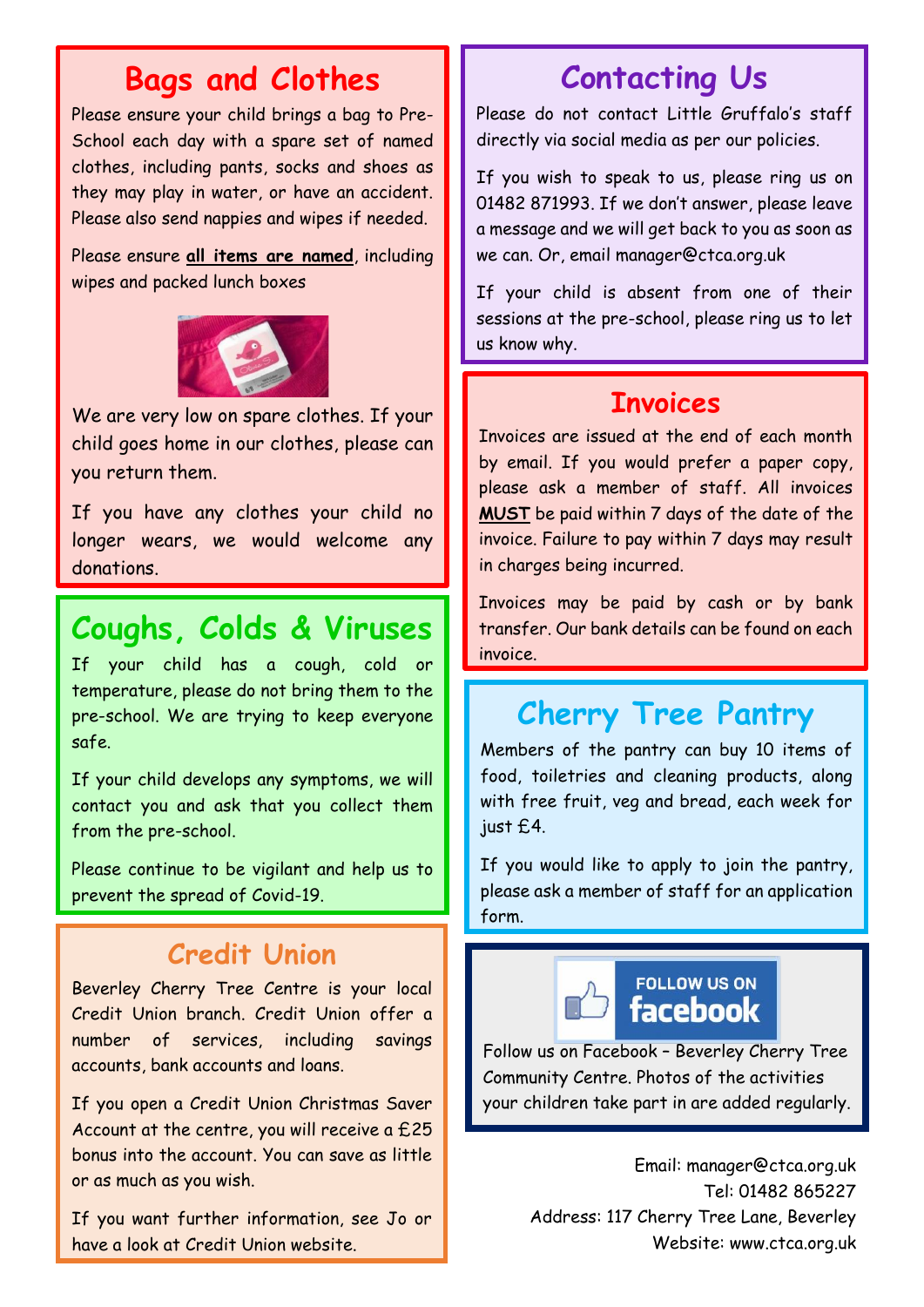## Bags and Clothes

Please ensure your child brings a bag to Pre-School each day with a spare set of named clothes, including pants, socks and shoes as they may play in water, or have an accident. Please also send nappies and wipes if needed.

Please ensure **all items are named**, including wipes and packed lunch boxes

We are very low on spare clothes. If your child goes home in our clothes, please can you return them.

If you have any clothes your child no longer wears, we would welcome any donations.

## Coughs, Colds & Viruses

If your child has a cough, cold or temperature, please do not bring them to the pre-school. We are trying to keep everyone safe.

If your child develops any symptoms, we will contact you and ask that you collect them from the pre-school.

Please continue to be vigilant and help us to prevent the spread of Covid-19.

## Credit Union

Beverley Cherry Tree Centre is your local Credit Union branch. Credit Union offer a number of services, including savings accounts, bank accounts and loans.

If you open a Credit Union Christmas Saver Account at the centre, you will receive a £25 bonus into the account. You can save as little or as much as you wish.

If you want further information, see Jo or have a look at Credit Union website.

## Contacting Us

Please do not contact Little Gruffalo's staff directly via social media as per our policies.

If you wish to speak to us, please ring us on 01482 871993. If we don't answer, please leave a message and we will get back to you as soon as we can. Or, email manager@ctca.org.uk

If your child is absent from one of their sessions at the pre-school, please ring us to let us know why.

## Invoices

Invoices are issued at the end of each month by email. If you would prefer a paper copy, please ask a member of staff. All invoices **MUST** be paid within 7 days of the date of the invoice. Failure to pay within 7 days may result in charges being incurred.

Invoices may be paid by cash or by bank transfer. Our bank details can be found on each invoice.

## Cherry Tree Pantry

Members of the pantry can buy 10 items of food, toiletries and cleaning products, along with free fruit, veg and bread, each week for just £4.

If you would like to apply to join the pantry, please ask a member of staff for an application form.

FOLLOW US ON facebook

Follow us on Facebook – Beverley Cherry Tree Community Centre. Photos of the activities your children take part in are added regularly.

Email: manager@ctca.org.uk
Tel: 01482 865227
Address: 117 Cherry Tree Lane, Beverley
Website: www.ctca.org.uk